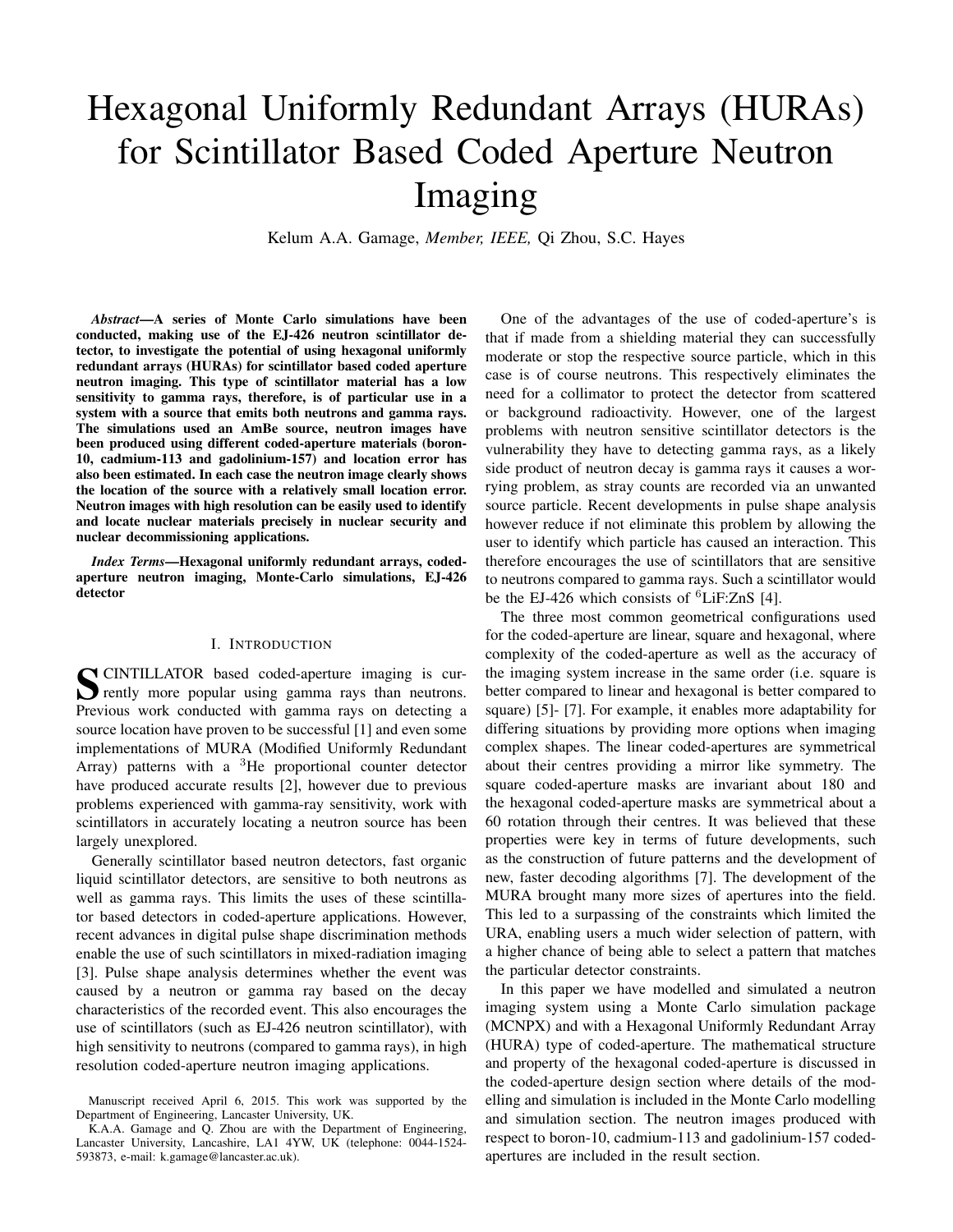# Hexagonal Uniformly Redundant Arrays (HURAs) for Scintillator Based Coded Aperture Neutron Imaging

Kelum A.A. Gamage, *Member, IEEE,* Qi Zhou, S.C. Hayes

***Abstract*—A series of Monte Carlo simulations have been conducted, making use of the EJ-426 neutron scintillator detector, to investigate the potential of using hexagonal uniformly redundant arrays (HURAs) for scintillator based coded aperture neutron imaging. This type of scintillator material has a low sensitivity to gamma rays, therefore, is of particular use in a system with a source that emits both neutrons and gamma rays. The simulations used an AmBe source, neutron images have been produced using different coded-aperture materials (boron-10, cadmium-113 and gadolinium-157) and location error has also been estimated. In each case the neutron image clearly shows the location of the source with a relatively small location error. Neutron images with high resolution can be easily used to identify and locate nuclear materials precisely in nuclear security and nuclear decommissioning applications.**

***Index Terms*—Hexagonal uniformly redundant arrays, coded-aperture neutron imaging, Monte-Carlo simulations, EJ-426 detector**

## I. Introduction

SCINTILLATOR based coded-aperture imaging is currently more popular using gamma rays than neutrons. Previous work conducted with gamma rays on detecting a source location have proven to be successful [1] and even some implementations of MURA (Modified Uniformly Redundant Array) patterns with a $^{3}$He proportional counter detector have produced accurate results [2], however due to previous problems experienced with gamma-ray sensitivity, work with scintillators in accurately locating a neutron source has been largely unexplored.

Generally scintillator based neutron detectors, fast organic liquid scintillator detectors, are sensitive to both neutrons as well as gamma rays. This limits the uses of these scintillator based detectors in coded-aperture applications. However, recent advances in digital pulse shape discrimination methods enable the use of such scintillators in mixed-radiation imaging [3]. Pulse shape analysis determines whether the event was caused by a neutron or gamma ray based on the decay characteristics of the recorded event. This also encourages the use of scintillators (such as EJ-426 neutron scintillator), with high sensitivity to neutrons (compared to gamma rays), in high resolution coded-aperture neutron imaging applications.

One of the advantages of the use of coded-aperture's is that if made from a shielding material they can successfully moderate or stop the respective source particle, which in this case is of course neutrons. This respectively eliminates the need for a collimator to protect the detector from scattered or background radioactivity. However, one of the largest problems with neutron sensitive scintillator detectors is the vulnerability they have to detecting gamma rays, as a likely side product of neutron decay is gamma rays it causes a worrying problem, as stray counts are recorded via an unwanted source particle. Recent developments in pulse shape analysis however reduce if not eliminate this problem by allowing the user to identify which particle has caused an interaction. This therefore encourages the use of scintillators that are sensitive to neutrons compared to gamma rays. Such a scintillator would be the EJ-426 which consists of $^{6}$LiF:ZnS [4].

The three most common geometrical configurations used for the coded-aperture are linear, square and hexagonal, where complexity of the coded-aperture as well as the accuracy of the imaging system increase in the same order (i.e. square is better compared to linear and hexagonal is better compared to square) [5]- [7]. For example, it enables more adaptability for differing situations by providing more options when imaging complex shapes. The linear coded-apertures are symmetrical about their centres providing a mirror like symmetry. The square coded-aperture masks are invariant about 180 and the hexagonal coded-aperture masks are symmetrical about a 60 rotation through their centres. It was believed that these properties were key in terms of future developments, such as the construction of future patterns and the development of new, faster decoding algorithms [7]. The development of the MURA brought many more sizes of apertures into the field. This led to a surpassing of the constraints which limited the URA, enabling users a much wider selection of pattern, with a higher chance of being able to select a pattern that matches the particular detector constraints.

In this paper we have modelled and simulated a neutron imaging system using a Monte Carlo simulation package (MCNPX) and with a Hexagonal Uniformly Redundant Array (HURA) type of coded-aperture. The mathematical structure and property of the hexagonal coded-aperture is discussed in the coded-aperture design section where details of the modelling and simulation is included in the Monte Carlo modelling and simulation section. The neutron images produced with respect to boron-10, cadmium-113 and gadolinium-157 coded-apertures are included in the result section.

Manuscript received April 6, 2015. This work was supported by the Department of Engineering, Lancaster University, UK.

K.A.A. Gamage and Q. Zhou are with the Department of Engineering, Lancaster University, Lancashire, LA1 4YW, UK (telephone: 0044-1524-593873, e-mail: k.gamage@lancaster.ac.uk).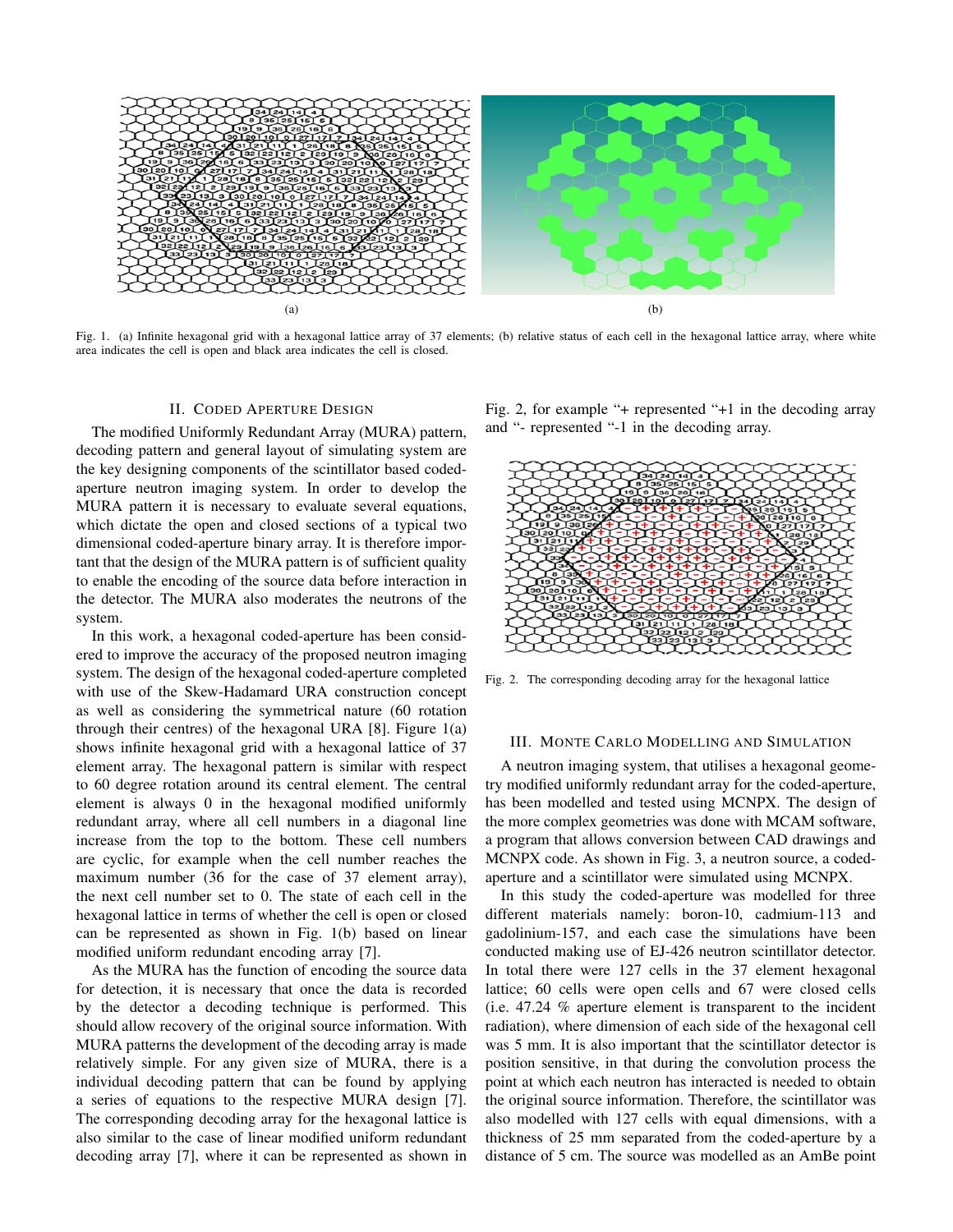(a)

(b)

Fig. 1. (a) Infinite hexagonal grid with a hexagonal lattice array of 37 elements; (b) relative status of each cell in the hexagonal lattice array, where white area indicates the cell is open and black area indicates the cell is closed.

## II. Coded Aperture Design

The modified Uniformly Redundant Array (MURA) pattern, decoding pattern and general layout of simulating system are the key designing components of the scintillator based coded-aperture neutron imaging system. In order to develop the MURA pattern it is necessary to evaluate several equations, which dictate the open and closed sections of a typical two dimensional coded-aperture binary array. It is therefore important that the design of the MURA pattern is of sufficient quality to enable the encoding of the source data before interaction in the detector. The MURA also moderates the neutrons of the system.

In this work, a hexagonal coded-aperture has been considered to improve the accuracy of the proposed neutron imaging system. The design of the hexagonal coded-aperture completed with use of the Skew-Hadamard URA construction concept as well as considering the symmetrical nature (60 rotation through their centres) of the hexagonal URA [8]. Figure 1(a) shows infinite hexagonal grid with a hexagonal lattice of 37 element array. The hexagonal pattern is similar with respect to 60 degree rotation around its central element. The central element is always 0 in the hexagonal modified uniformly redundant array, where all cell numbers in a diagonal line increase from the top to the bottom. These cell numbers are cyclic, for example when the cell number reaches the maximum number (36 for the case of 37 element array), the next cell number set to 0. The state of each cell in the hexagonal lattice in terms of whether the cell is open or closed can be represented as shown in Fig. 1(b) based on linear modified uniform redundant encoding array [7].

As the MURA has the function of encoding the source data for detection, it is necessary that once the data is recorded by the detector a decoding technique is performed. This should allow recovery of the original source information. With MURA patterns the development of the decoding array is made relatively simple. For any given size of MURA, there is a individual decoding pattern that can be found by applying a series of equations to the respective MURA design [7]. The corresponding decoding array for the hexagonal lattice is also similar to the case of linear modified uniform redundant decoding array [7], where it can be represented as shown in Fig. 2, for example "+ represented "+1 in the decoding array and "- represented "-1 in the decoding array.

Fig. 2. The corresponding decoding array for the hexagonal lattice

## III. Monte Carlo Modelling and Simulation

A neutron imaging system, that utilises a hexagonal geometry modified uniformly redundant array for the coded-aperture, has been modelled and tested using MCNPX. The design of the more complex geometries was done with MCAM software, a program that allows conversion between CAD drawings and MCNPX code. As shown in Fig. 3, a neutron source, a coded-aperture and a scintillator were simulated using MCNPX.

In this study the coded-aperture was modelled for three different materials namely: boron-10, cadmium-113 and gadolinium-157, and each case the simulations have been conducted making use of EJ-426 neutron scintillator detector. In total there were 127 cells in the 37 element hexagonal lattice; 60 cells were open cells and 67 were closed cells (i.e. 47.24 % aperture element is transparent to the incident radiation), where dimension of each side of the hexagonal cell was 5 mm. It is also important that the scintillator detector is position sensitive, in that during the convolution process the point at which each neutron has interacted is needed to obtain the original source information. Therefore, the scintillator was also modelled with 127 cells with equal dimensions, with a thickness of 25 mm separated from the coded-aperture by a distance of 5 cm. The source was modelled as an AmBe point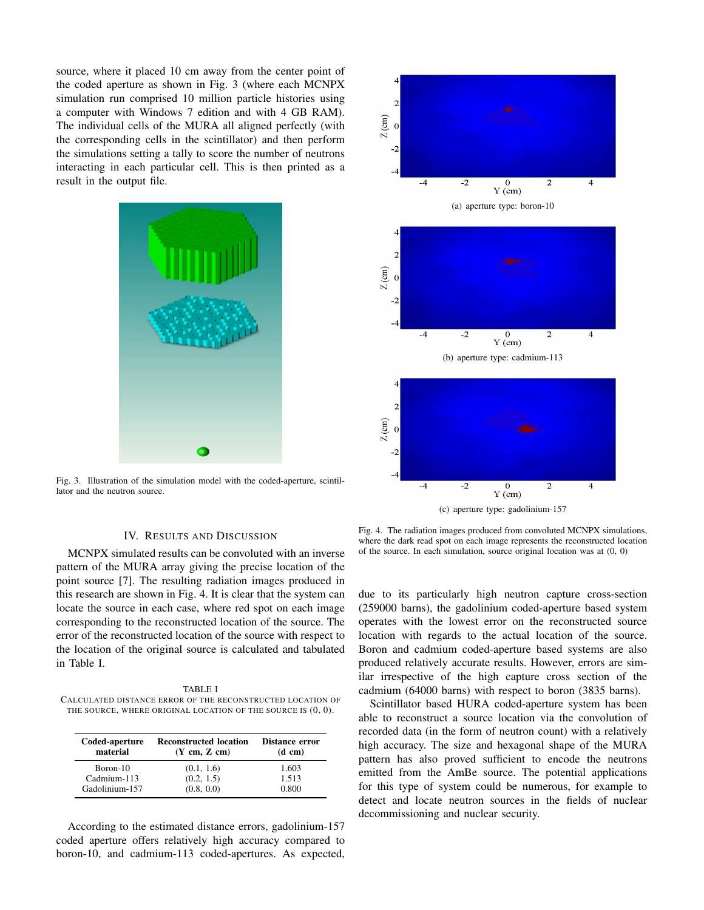source, where it placed 10 cm away from the center point of the coded aperture as shown in Fig. 3 (where each MCNPX simulation run comprised 10 million particle histories using a computer with Windows 7 edition and with 4 GB RAM). The individual cells of the MURA all aligned perfectly (with the corresponding cells in the scintillator) and then perform the simulations setting a tally to score the number of neutrons interacting in each particular cell. This is then printed as a result in the output file.

Fig. 3. Illustration of the simulation model with the coded-aperture, scintillator and the neutron source.

## IV. Results and Discussion

MCNPX simulated results can be convoluted with an inverse pattern of the MURA array giving the precise location of the point source [7]. The resulting radiation images produced in this research are shown in Fig. 4. It is clear that the system can locate the source in each case, where red spot on each image corresponding to the reconstructed location of the source. The error of the reconstructed location of the source with respect to the location of the original source is calculated and tabulated in Table I.

TABLE I
Calculated distance error of the reconstructed location of the source, where original location of the source is $(0, 0)$.

| Coded-aperture material | Reconstructed location (Y cm, Z cm) | Distance error (d cm) |
|---|---|---|
| Boron-10 | (0.1, 1.6) | 1.603 |
| Cadmium-113 | (0.2, 1.5) | 1.513 |
| Gadolinium-157 | (0.8, 0.0) | 0.800 |

According to the estimated distance errors, gadolinium-157 coded aperture offers relatively high accuracy compared to boron-10, and cadmium-113 coded-apertures. As expected, due to its particularly high neutron capture cross-section (259000 barns), the gadolinium coded-aperture based system operates with the lowest error on the reconstructed source location with regards to the actual location of the source. Boron and cadmium coded-aperture based systems are also produced relatively accurate results. However, errors are similar irrespective of the high capture cross section of the cadmium (64000 barns) with respect to boron (3835 barns).

Scintillator based HURA coded-aperture system has been able to reconstruct a source location via the convolution of recorded data (in the form of neutron count) with a relatively high accuracy. The size and hexagonal shape of the MURA pattern has also proved sufficient to encode the neutrons emitted from the AmBe source. The potential applications for this type of system could be numerous, for example to detect and locate neutron sources in the fields of nuclear decommissioning and nuclear security.

(a) aperture type: boron-10

(b) aperture type: cadmium-113

(c) aperture type: gadolinium-157

Fig. 4. The radiation images produced from convoluted MCNPX simulations, where the dark read spot on each image represents the reconstructed location of the source. In each simulation, source original location was at (0, 0)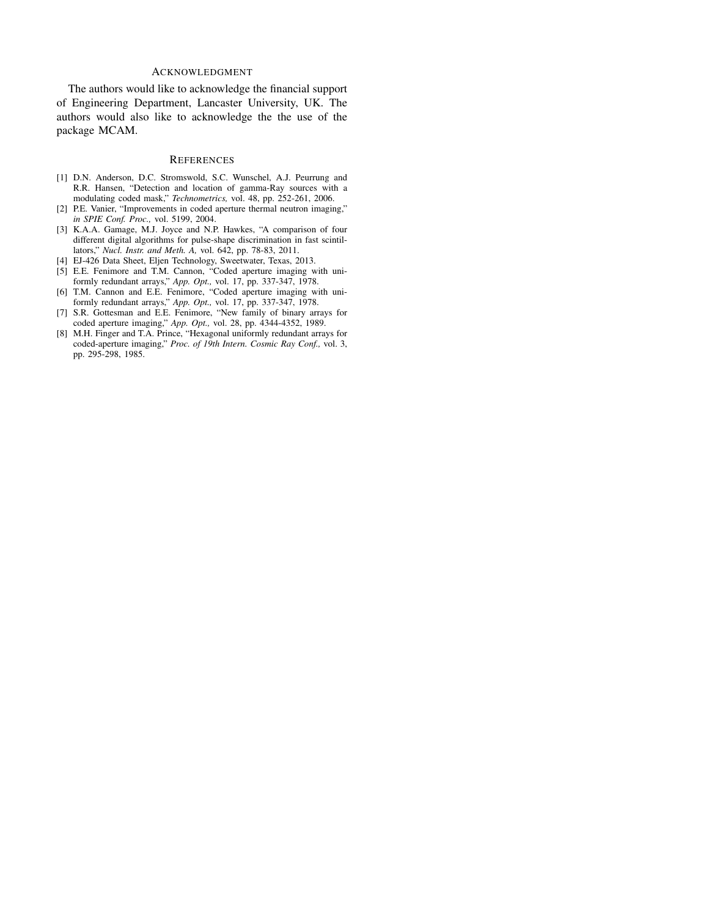## Acknowledgment

The authors would like to acknowledge the financial support of Engineering Department, Lancaster University, UK. The authors would also like to acknowledge the the use of the package MCAM.

## References

[1] D.N. Anderson, D.C. Stromswold, S.C. Wunschel, A.J. Peurrung and R.R. Hansen, "Detection and location of gamma-Ray sources with a modulating coded mask," *Technometrics,* vol. 48, pp. 252-261, 2006.

[2] P.E. Vanier, "Improvements in coded aperture thermal neutron imaging," *in SPIE Conf. Proc.,* vol. 5199, 2004.

[3] K.A.A. Gamage, M.J. Joyce and N.P. Hawkes, "A comparison of four different digital algorithms for pulse-shape discrimination in fast scintillators," *Nucl. Instr. and Meth. A,* vol. 642, pp. 78-83, 2011.

[4] EJ-426 Data Sheet, Eljen Technology, Sweetwater, Texas, 2013.

[5] E.E. Fenimore and T.M. Cannon, "Coded aperture imaging with uniformly redundant arrays," *App. Opt.,* vol. 17, pp. 337-347, 1978.

[6] T.M. Cannon and E.E. Fenimore, "Coded aperture imaging with uniformly redundant arrays," *App. Opt.,* vol. 17, pp. 337-347, 1978.

[7] S.R. Gottesman and E.E. Fenimore, "New family of binary arrays for coded aperture imaging," *App. Opt.,* vol. 28, pp. 4344-4352, 1989.

[8] M.H. Finger and T.A. Prince, "Hexagonal uniformly redundant arrays for coded-aperture imaging," *Proc. of 19th Intern. Cosmic Ray Conf.,* vol. 3, pp. 295-298, 1985.